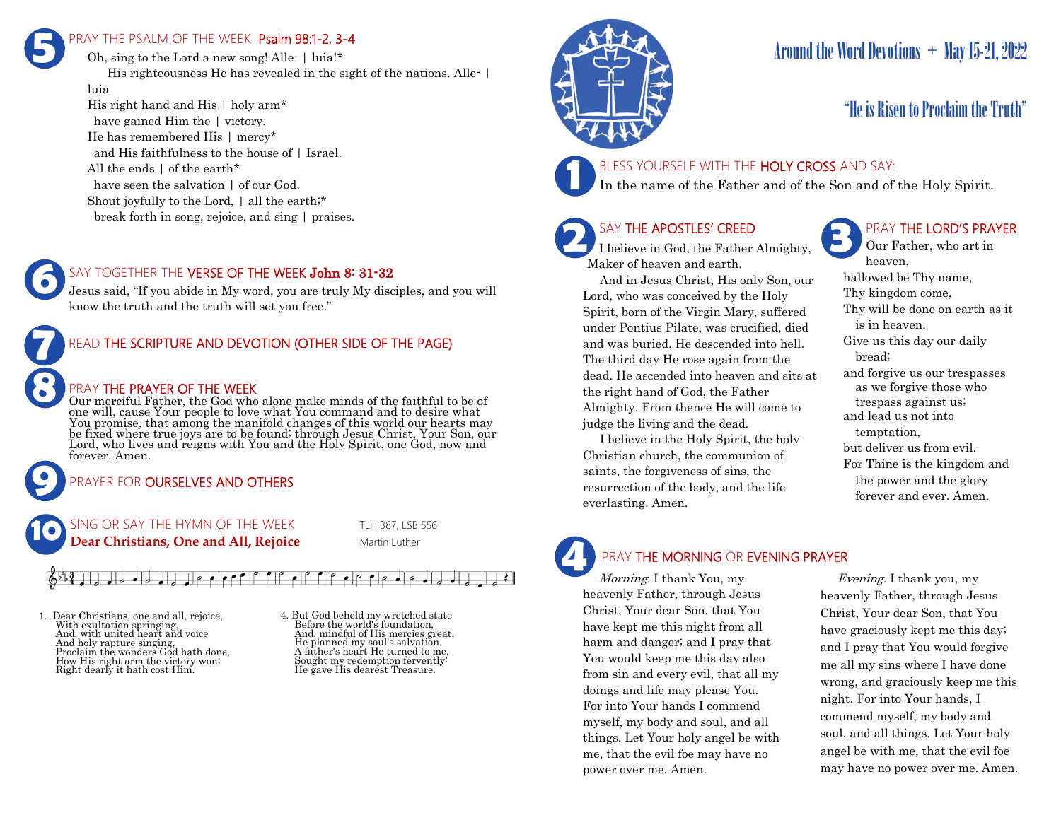# Around the Word Devotions + May 15-21, 2022

## "He is Risen to Proclaim the Truth"

### 1 BLESS YOURSELF WITH THE HOLY CROSS AND SAY:

In the name of the Father and of the Son and of the Holy Spirit.

### 2 SAY THE APOSTLES' CREED

I believe in God, the Father Almighty, Maker of heaven and earth.

And in Jesus Christ, His only Son, our Lord, who was conceived by the Holy Spirit, born of the Virgin Mary, suffered under Pontius Pilate, was crucified, died and was buried. He descended into hell. The third day He rose again from the dead. He ascended into heaven and sits at the right hand of God, the Father Almighty. From thence He will come to judge the living and the dead.

I believe in the Holy Spirit, the holy Christian church, the communion of saints, the forgiveness of sins, the resurrection of the body, and the life everlasting. Amen.

### 3 PRAY THE LORD'S PRAYER

Our Father, who art in heaven,
hallowed be Thy name,
Thy kingdom come,
Thy will be done on earth as it is in heaven.
Give us this day our daily bread;
and forgive us our trespasses as we forgive those who trespass against us;
and lead us not into temptation,
but deliver us from evil.
For Thine is the kingdom and the power and the glory forever and ever. Amen.

### 4 PRAY THE MORNING OR EVENING PRAYER

*Morning.* I thank You, my heavenly Father, through Jesus Christ, Your dear Son, that You have kept me this night from all harm and danger; and I pray that You would keep me this day also from sin and every evil, that all my doings and life may please You. For into Your hands I commend myself, my body and soul, and all things. Let Your holy angel be with me, that the evil foe may have no power over me. Amen.

*Evening.* I thank you, my heavenly Father, through Jesus Christ, Your dear Son, that You have graciously kept me this day; and I pray that You would forgive me all my sins where I have done wrong, and graciously keep me this night. For into Your hands, I commend myself, my body and soul, and all things. Let Your holy angel be with me, that the evil foe may have no power over me. Amen.

### 5 PRAY THE PSALM OF THE WEEK Psalm 98:1-2, 3-4

Oh, sing to the Lord a new song! Alle- | luia!*
His righteousness He has revealed in the sight of the nations. Alle- | luia
His right hand and His | holy arm*
have gained Him the | victory.
He has remembered His | mercy*
and His faithfulness to the house of | Israel.
All the ends | of the earth*
have seen the salvation | of our God.
Shout joyfully to the Lord, | all the earth;*
break forth in song, rejoice, and sing | praises.

### 6 SAY TOGETHER THE VERSE OF THE WEEK John 8: 31-32

Jesus said, "If you abide in My word, you are truly My disciples, and you will know the truth and the truth will set you free."

### 7 READ THE SCRIPTURE AND DEVOTION (OTHER SIDE OF THE PAGE)

### 8 PRAY THE PRAYER OF THE WEEK

Our merciful Father, the God who alone make minds of the faithful to be of one will, cause Your people to love what You command and to desire what You promise, that among the manifold changes of this world our hearts may be fixed where true joys are to be found; through Jesus Christ, Your Son, our Lord, who lives and reigns with You and the Holy Spirit, one God, now and forever. Amen.

### 9 PRAYER FOR OURSELVES AND OTHERS

### 10 SING OR SAY THE HYMN OF THE WEEK

**Dear Christians, One and All, Rejoice** — TLH 387, LSB 556 — Martin Luther

1. Dear Christians, one and all, rejoice,
With exultation springing,
And, with united heart and voice
And holy rapture singing,
Proclaim the wonders God hath done,
How His right arm the victory won;
Right dearly it hath cost Him.

4. But God beheld my wretched state
Before the world's foundation,
And, mindful of His mercies great,
He planned my soul's salvation.
A father's heart He turned to me,
Sought my redemption fervently:
He gave His dearest Treasure.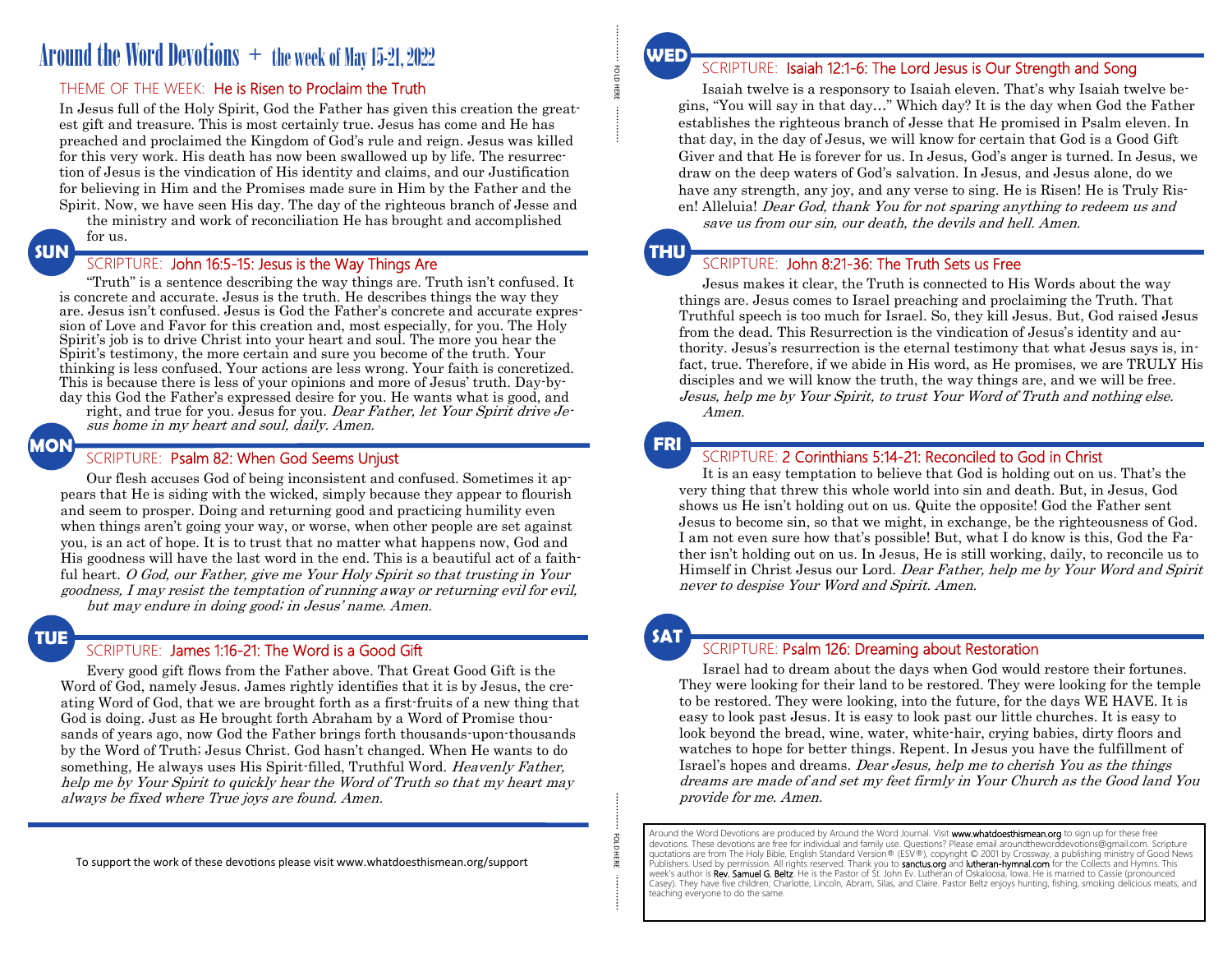# Around the Word Devotions + the week of May 15-21, 2022

THEME OF THE WEEK: He is Risen to Proclaim the Truth

In Jesus full of the Holy Spirit, God the Father has given this creation the greatest gift and treasure. This is most certainly true. Jesus has come and He has preached and proclaimed the Kingdom of God's rule and reign. Jesus was killed for this very work. His death has now been swallowed up by life. The resurrection of Jesus is the vindication of His identity and claims, and our Justification for believing in Him and the Promises made sure in Him by the Father and the Spirit. Now, we have seen His day. The day of the righteous branch of Jesse and the ministry and work of reconciliation He has brought and accomplished for us.

## SUN

SCRIPTURE: John 16:5-15: Jesus is the Way Things Are

"Truth" is a sentence describing the way things are. Truth isn't confused. It is concrete and accurate. Jesus is the truth. He describes things the way they are. Jesus isn't confused. Jesus is God the Father's concrete and accurate expression of Love and Favor for this creation and, most especially, for you. The Holy Spirit's job is to drive Christ into your heart and soul. The more you hear the Spirit's testimony, the more certain and sure you become of the truth. Your thinking is less confused. Your actions are less wrong. Your faith is concretized. This is because there is less of your opinions and more of Jesus' truth. Day-by-day this God the Father's expressed desire for you. He wants what is good, and right, and true for you. Jesus for you. *Dear Father, let Your Spirit drive Jesus home in my heart and soul, daily. Amen.*

## MON

SCRIPTURE: Psalm 82: When God Seems Unjust

Our flesh accuses God of being inconsistent and confused. Sometimes it appears that He is siding with the wicked, simply because they appear to flourish and seem to prosper. Doing and returning good and practicing humility even when things aren't going your way, or worse, when other people are set against you, is an act of hope. It is to trust that no matter what happens now, God and His goodness will have the last word in the end. This is a beautiful act of a faithful heart. *O God, our Father, give me Your Holy Spirit so that trusting in Your goodness, I may resist the temptation of running away or returning evil for evil, but may endure in doing good; in Jesus' name. Amen.*

## TUE

SCRIPTURE: James 1:16-21: The Word is a Good Gift

Every good gift flows from the Father above. That Great Good Gift is the Word of God, namely Jesus. James rightly identifies that it is by Jesus, the creating Word of God, that we are brought forth as a first-fruits of a new thing that God is doing. Just as He brought forth Abraham by a Word of Promise thousands of years ago, now God the Father brings forth thousands-upon-thousands by the Word of Truth; Jesus Christ. God hasn't changed. When He wants to do something, He always uses His Spirit-filled, Truthful Word. *Heavenly Father, help me by Your Spirit to quickly hear the Word of Truth so that my heart may always be fixed where True joys are found. Amen.*

To support the work of these devotions please visit www.whatdoesthismean.org/support

## WED

SCRIPTURE: Isaiah 12:1-6: The Lord Jesus is Our Strength and Song

Isaiah twelve is a responsory to Isaiah eleven. That's why Isaiah twelve begins, "You will say in that day…" Which day? It is the day when God the Father establishes the righteous branch of Jesse that He promised in Psalm eleven. In that day, in the day of Jesus, we will know for certain that God is a Good Gift Giver and that He is forever for us. In Jesus, God's anger is turned. In Jesus, we draw on the deep waters of God's salvation. In Jesus, and Jesus alone, do we have any strength, any joy, and any verse to sing. He is Risen! He is Truly Risen! Alleluia! *Dear God, thank You for not sparing anything to redeem us and save us from our sin, our death, the devils and hell. Amen.*

## THU

SCRIPTURE: John 8:21-36: The Truth Sets us Free

Jesus makes it clear, the Truth is connected to His Words about the way things are. Jesus comes to Israel preaching and proclaiming the Truth. That Truthful speech is too much for Israel. So, they kill Jesus. But, God raised Jesus from the dead. This Resurrection is the vindication of Jesus's identity and authority. Jesus's resurrection is the eternal testimony that what Jesus says is, in-fact, true. Therefore, if we abide in His word, as He promises, we are TRULY His disciples and we will know the truth, the way things are, and we will be free. *Jesus, help me by Your Spirit, to trust Your Word of Truth and nothing else. Amen.*

## FRI

SCRIPTURE: 2 Corinthians 5:14-21: Reconciled to God in Christ

It is an easy temptation to believe that God is holding out on us. That's the very thing that threw this whole world into sin and death. But, in Jesus, God shows us He isn't holding out on us. Quite the opposite! God the Father sent Jesus to become sin, so that we might, in exchange, be the righteousness of God. I am not even sure how that's possible! But, what I do know is this, God the Father isn't holding out on us. In Jesus, He is still working, daily, to reconcile us to Himself in Christ Jesus our Lord. *Dear Father, help me by Your Word and Spirit never to despise Your Word and Spirit. Amen.*

## SAT

SCRIPTURE: Psalm 126: Dreaming about Restoration

Israel had to dream about the days when God would restore their fortunes. They were looking for their land to be restored. They were looking for the temple to be restored. They were looking, into the future, for the days WE HAVE. It is easy to look past Jesus. It is easy to look past our little churches. It is easy to look beyond the bread, wine, water, white-hair, crying babies, dirty floors and watches to hope for better things. Repent. In Jesus you have the fulfillment of Israel's hopes and dreams. *Dear Jesus, help me to cherish You as the things dreams are made of and set my feet firmly in Your Church as the Good land You provide for me. Amen.*

Around the Word Devotions are produced by Around the Word Journal. Visit **www.whatdoesthismean.org** to sign up for these free devotions. These devotions are free for individual and family use. Questions? Please email aroundtheworddevotions@gmail.com. Scripture quotations are from The Holy Bible, English Standard Version® (ESV®), copyright © 2001 by Crossway, a publishing ministry of Good News Publishers. Used by permission. All rights reserved. Thank you to **sanctus.org** and **lutheran-hymnal.com** for the Collects and Hymns. This week's author is **Rev. Samuel G. Beltz**. He is the Pastor of St. John Ev. Lutheran of Oskaloosa, Iowa. He is married to Cassie (pronounced Casey). They have five children; Charlotte, Lincoln, Abram, Silas, and Claire. Pastor Beltz enjoys hunting, fishing, smoking delicious meats, and teaching everyone to do the same.